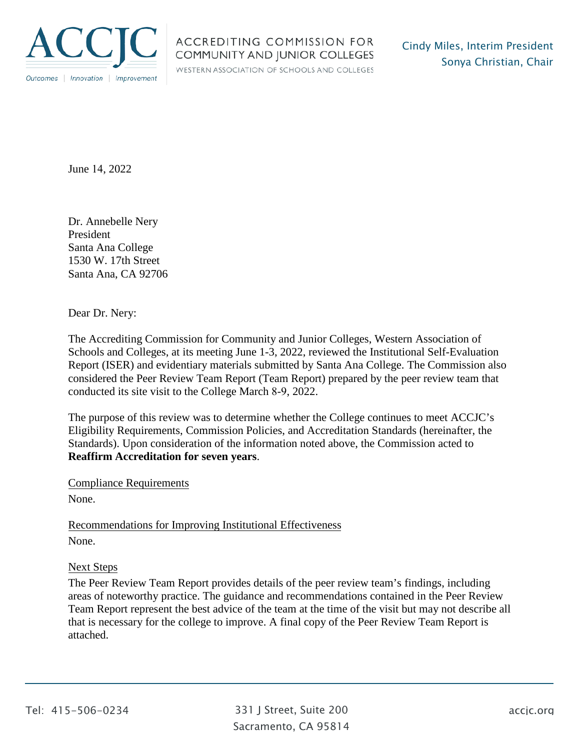ACCJC

Outcomes | Innovation | Improvement

ACCREDITING COMMISSION FOR COMMUNITY AND JUNIOR COLLEGES

WESTERN ASSOCIATION OF SCHOOLS AND COLLEGES

Cindy Miles, Interim President
Sonya Christian, Chair

June 14, 2022

Dr. Annebelle Nery
President
Santa Ana College
1530 W. 17th Street
Santa Ana, CA 92706

Dear Dr. Nery:

The Accrediting Commission for Community and Junior Colleges, Western Association of Schools and Colleges, at its meeting June 1-3, 2022, reviewed the Institutional Self-Evaluation Report (ISER) and evidentiary materials submitted by Santa Ana College. The Commission also considered the Peer Review Team Report (Team Report) prepared by the peer review team that conducted its site visit to the College March 8-9, 2022.

The purpose of this review was to determine whether the College continues to meet ACCJC's Eligibility Requirements, Commission Policies, and Accreditation Standards (hereinafter, the Standards). Upon consideration of the information noted above, the Commission acted to **Reaffirm Accreditation for seven years**.

Compliance Requirements

None.

Recommendations for Improving Institutional Effectiveness

None.

Next Steps

The Peer Review Team Report provides details of the peer review team's findings, including areas of noteworthy practice. The guidance and recommendations contained in the Peer Review Team Report represent the best advice of the team at the time of the visit but may not describe all that is necessary for the college to improve. A final copy of the Peer Review Team Report is attached.

Tel: 415-506-0234 | 331 J Street, Suite 200 Sacramento, CA 95814 | accjc.org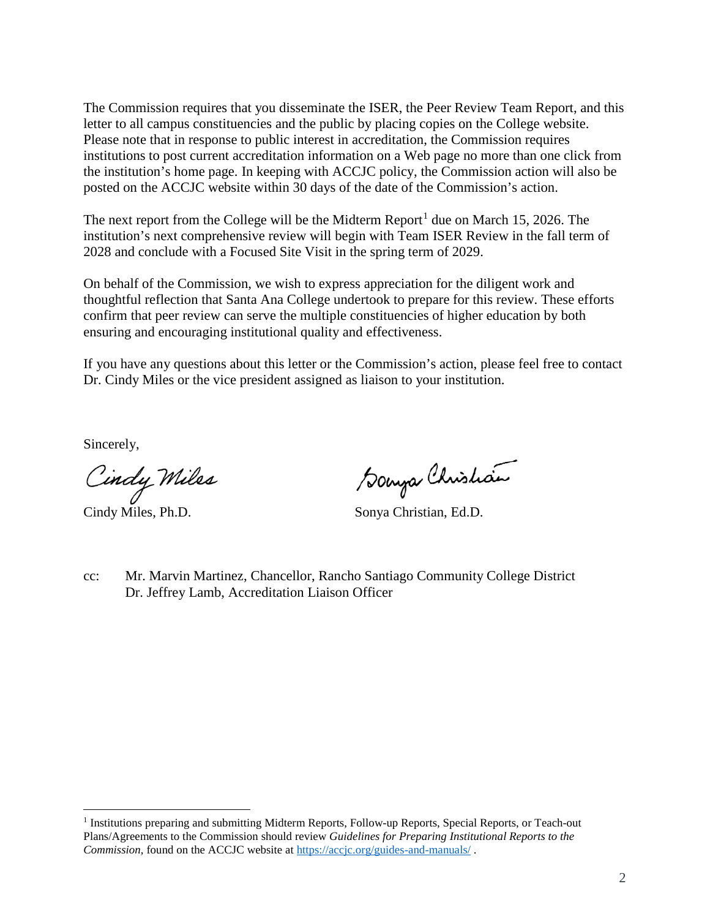The Commission requires that you disseminate the ISER, the Peer Review Team Report, and this letter to all campus constituencies and the public by placing copies on the College website. Please note that in response to public interest in accreditation, the Commission requires institutions to post current accreditation information on a Web page no more than one click from the institution's home page. In keeping with ACCJC policy, the Commission action will also be posted on the ACCJC website within 30 days of the date of the Commission's action.

The next report from the College will be the Midterm Report[1] due on March 15, 2026. The institution's next comprehensive review will begin with Team ISER Review in the fall term of 2028 and conclude with a Focused Site Visit in the spring term of 2029.

On behalf of the Commission, we wish to express appreciation for the diligent work and thoughtful reflection that Santa Ana College undertook to prepare for this review. These efforts confirm that peer review can serve the multiple constituencies of higher education by both ensuring and encouraging institutional quality and effectiveness.

If you have any questions about this letter or the Commission's action, please feel free to contact Dr. Cindy Miles or the vice president assigned as liaison to your institution.

Sincerely,

Cindy Miles, Ph.D.

Sonya Christian, Ed.D.

cc: Mr. Marvin Martinez, Chancellor, Rancho Santiago Community College District
Dr. Jeffrey Lamb, Accreditation Liaison Officer

[1] Institutions preparing and submitting Midterm Reports, Follow-up Reports, Special Reports, or Teach-out Plans/Agreements to the Commission should review *Guidelines for Preparing Institutional Reports to the Commission*, found on the ACCJC website at https://accjc.org/guides-and-manuals/ .